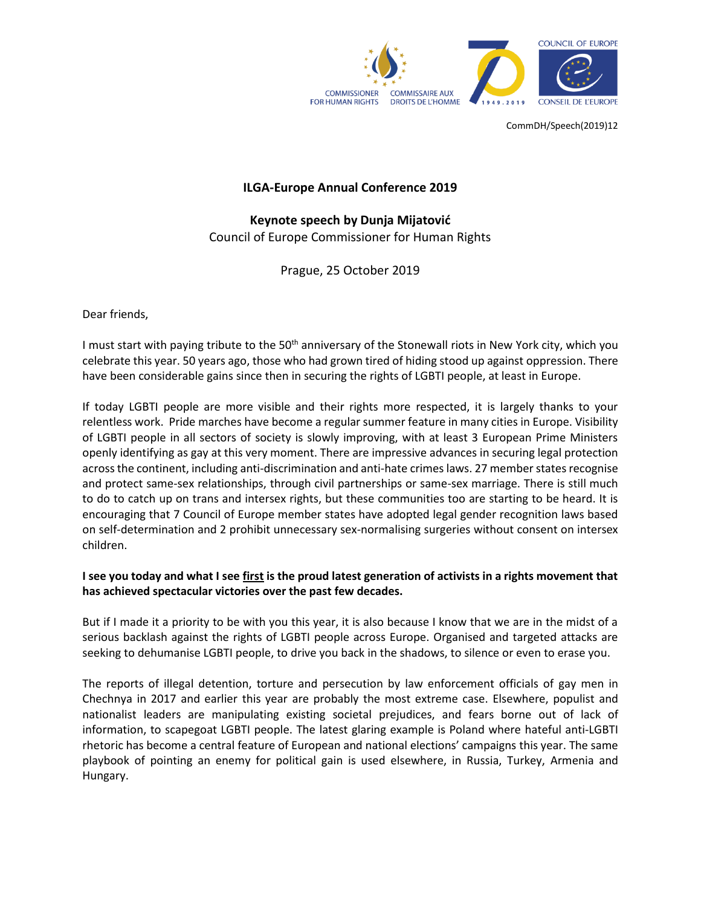CommDH/Speech(2019)12

**ILGA-Europe Annual Conference 2019**

**Keynote speech by Dunja Mijatović**
Council of Europe Commissioner for Human Rights

Prague, 25 October 2019

Dear friends,

I must start with paying tribute to the 50th anniversary of the Stonewall riots in New York city, which you celebrate this year. 50 years ago, those who had grown tired of hiding stood up against oppression. There have been considerable gains since then in securing the rights of LGBTI people, at least in Europe.

If today LGBTI people are more visible and their rights more respected, it is largely thanks to your relentless work. Pride marches have become a regular summer feature in many cities in Europe. Visibility of LGBTI people in all sectors of society is slowly improving, with at least 3 European Prime Ministers openly identifying as gay at this very moment. There are impressive advances in securing legal protection across the continent, including anti-discrimination and anti-hate crimes laws. 27 member states recognise and protect same-sex relationships, through civil partnerships or same-sex marriage. There is still much to do to catch up on trans and intersex rights, but these communities too are starting to be heard. It is encouraging that 7 Council of Europe member states have adopted legal gender recognition laws based on self-determination and 2 prohibit unnecessary sex-normalising surgeries without consent on intersex children.

**I see you today and what I see <u>first</u> is the proud latest generation of activists in a rights movement that has achieved spectacular victories over the past few decades.**

But if I made it a priority to be with you this year, it is also because I know that we are in the midst of a serious backlash against the rights of LGBTI people across Europe. Organised and targeted attacks are seeking to dehumanise LGBTI people, to drive you back in the shadows, to silence or even to erase you.

The reports of illegal detention, torture and persecution by law enforcement officials of gay men in Chechnya in 2017 and earlier this year are probably the most extreme case. Elsewhere, populist and nationalist leaders are manipulating existing societal prejudices, and fears borne out of lack of information, to scapegoat LGBTI people. The latest glaring example is Poland where hateful anti-LGBTI rhetoric has become a central feature of European and national elections' campaigns this year. The same playbook of pointing an enemy for political gain is used elsewhere, in Russia, Turkey, Armenia and Hungary.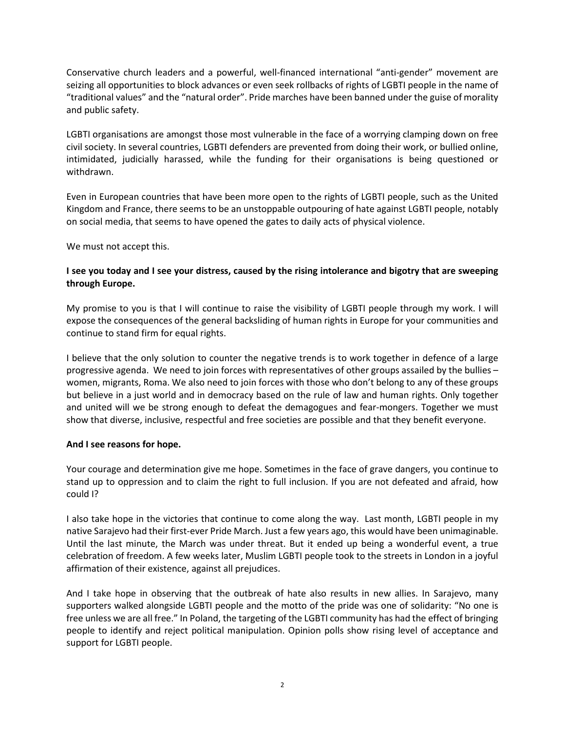Conservative church leaders and a powerful, well-financed international "anti-gender" movement are seizing all opportunities to block advances or even seek rollbacks of rights of LGBTI people in the name of "traditional values" and the "natural order". Pride marches have been banned under the guise of morality and public safety.

LGBTI organisations are amongst those most vulnerable in the face of a worrying clamping down on free civil society. In several countries, LGBTI defenders are prevented from doing their work, or bullied online, intimidated, judicially harassed, while the funding for their organisations is being questioned or withdrawn.

Even in European countries that have been more open to the rights of LGBTI people, such as the United Kingdom and France, there seems to be an unstoppable outpouring of hate against LGBTI people, notably on social media, that seems to have opened the gates to daily acts of physical violence.

We must not accept this.

**I see you today and I see your distress, caused by the rising intolerance and bigotry that are sweeping through Europe.**

My promise to you is that I will continue to raise the visibility of LGBTI people through my work. I will expose the consequences of the general backsliding of human rights in Europe for your communities and continue to stand firm for equal rights.

I believe that the only solution to counter the negative trends is to work together in defence of a large progressive agenda. We need to join forces with representatives of other groups assailed by the bullies – women, migrants, Roma. We also need to join forces with those who don't belong to any of these groups but believe in a just world and in democracy based on the rule of law and human rights. Only together and united will we be strong enough to defeat the demagogues and fear-mongers. Together we must show that diverse, inclusive, respectful and free societies are possible and that they benefit everyone.

**And I see reasons for hope.**

Your courage and determination give me hope. Sometimes in the face of grave dangers, you continue to stand up to oppression and to claim the right to full inclusion. If you are not defeated and afraid, how could I?

I also take hope in the victories that continue to come along the way. Last month, LGBTI people in my native Sarajevo had their first-ever Pride March. Just a few years ago, this would have been unimaginable. Until the last minute, the March was under threat. But it ended up being a wonderful event, a true celebration of freedom. A few weeks later, Muslim LGBTI people took to the streets in London in a joyful affirmation of their existence, against all prejudices.

And I take hope in observing that the outbreak of hate also results in new allies. In Sarajevo, many supporters walked alongside LGBTI people and the motto of the pride was one of solidarity: "No one is free unless we are all free." In Poland, the targeting of the LGBTI community has had the effect of bringing people to identify and reject political manipulation. Opinion polls show rising level of acceptance and support for LGBTI people.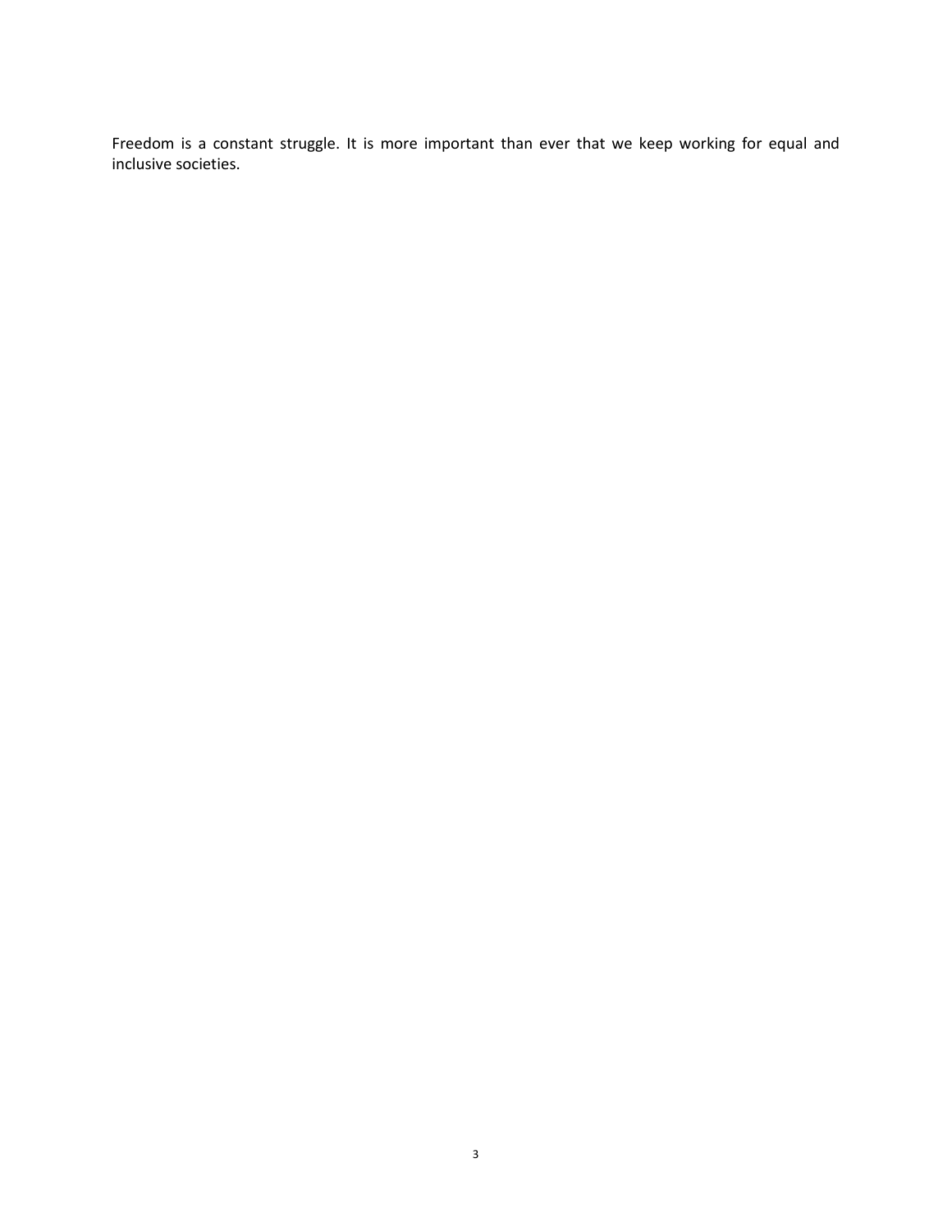Freedom is a constant struggle. It is more important than ever that we keep working for equal and inclusive societies.